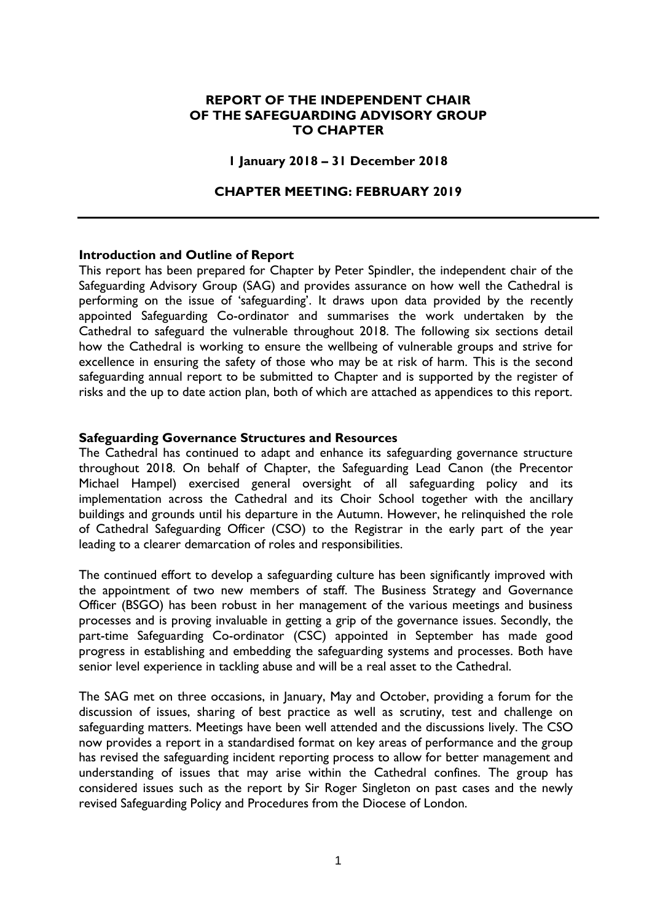# REPORT OF THE INDEPENDENT CHAIR OF THE SAFEGUARDING ADVISORY GROUP TO CHAPTER

**1 January 2018 – 31 December 2018**

**CHAPTER MEETING: FEBRUARY 2019**

---

### Introduction and Outline of Report

This report has been prepared for Chapter by Peter Spindler, the independent chair of the Safeguarding Advisory Group (SAG) and provides assurance on how well the Cathedral is performing on the issue of 'safeguarding'. It draws upon data provided by the recently appointed Safeguarding Co-ordinator and summarises the work undertaken by the Cathedral to safeguard the vulnerable throughout 2018. The following six sections detail how the Cathedral is working to ensure the wellbeing of vulnerable groups and strive for excellence in ensuring the safety of those who may be at risk of harm. This is the second safeguarding annual report to be submitted to Chapter and is supported by the register of risks and the up to date action plan, both of which are attached as appendices to this report.

### Safeguarding Governance Structures and Resources

The Cathedral has continued to adapt and enhance its safeguarding governance structure throughout 2018. On behalf of Chapter, the Safeguarding Lead Canon (the Precentor Michael Hampel) exercised general oversight of all safeguarding policy and its implementation across the Cathedral and its Choir School together with the ancillary buildings and grounds until his departure in the Autumn. However, he relinquished the role of Cathedral Safeguarding Officer (CSO) to the Registrar in the early part of the year leading to a clearer demarcation of roles and responsibilities.

The continued effort to develop a safeguarding culture has been significantly improved with the appointment of two new members of staff. The Business Strategy and Governance Officer (BSGO) has been robust in her management of the various meetings and business processes and is proving invaluable in getting a grip of the governance issues. Secondly, the part-time Safeguarding Co-ordinator (CSC) appointed in September has made good progress in establishing and embedding the safeguarding systems and processes. Both have senior level experience in tackling abuse and will be a real asset to the Cathedral.

The SAG met on three occasions, in January, May and October, providing a forum for the discussion of issues, sharing of best practice as well as scrutiny, test and challenge on safeguarding matters. Meetings have been well attended and the discussions lively. The CSO now provides a report in a standardised format on key areas of performance and the group has revised the safeguarding incident reporting process to allow for better management and understanding of issues that may arise within the Cathedral confines. The group has considered issues such as the report by Sir Roger Singleton on past cases and the newly revised Safeguarding Policy and Procedures from the Diocese of London.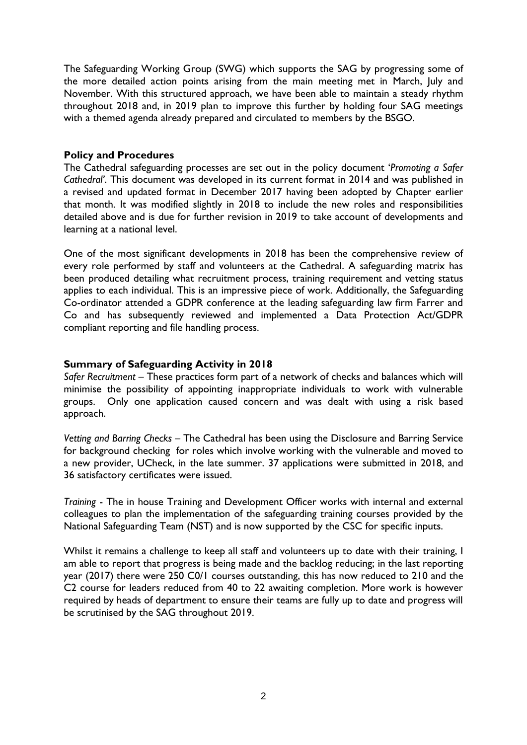The Safeguarding Working Group (SWG) which supports the SAG by progressing some of the more detailed action points arising from the main meeting met in March, July and November. With this structured approach, we have been able to maintain a steady rhythm throughout 2018 and, in 2019 plan to improve this further by holding four SAG meetings with a themed agenda already prepared and circulated to members by the BSGO.

**Policy and Procedures**

The Cathedral safeguarding processes are set out in the policy document '*Promoting a Safer Cathedral*'. This document was developed in its current format in 2014 and was published in a revised and updated format in December 2017 having been adopted by Chapter earlier that month. It was modified slightly in 2018 to include the new roles and responsibilities detailed above and is due for further revision in 2019 to take account of developments and learning at a national level.

One of the most significant developments in 2018 has been the comprehensive review of every role performed by staff and volunteers at the Cathedral. A safeguarding matrix has been produced detailing what recruitment process, training requirement and vetting status applies to each individual. This is an impressive piece of work. Additionally, the Safeguarding Co-ordinator attended a GDPR conference at the leading safeguarding law firm Farrer and Co and has subsequently reviewed and implemented a Data Protection Act/GDPR compliant reporting and file handling process.

**Summary of Safeguarding Activity in 2018**

*Safer Recruitment* – These practices form part of a network of checks and balances which will minimise the possibility of appointing inappropriate individuals to work with vulnerable groups. Only one application caused concern and was dealt with using a risk based approach.

*Vetting and Barring Checks* – The Cathedral has been using the Disclosure and Barring Service for background checking for roles which involve working with the vulnerable and moved to a new provider, UCheck, in the late summer. 37 applications were submitted in 2018, and 36 satisfactory certificates were issued.

*Training* - The in house Training and Development Officer works with internal and external colleagues to plan the implementation of the safeguarding training courses provided by the National Safeguarding Team (NST) and is now supported by the CSC for specific inputs.

Whilst it remains a challenge to keep all staff and volunteers up to date with their training, I am able to report that progress is being made and the backlog reducing; in the last reporting year (2017) there were 250 C0/1 courses outstanding, this has now reduced to 210 and the C2 course for leaders reduced from 40 to 22 awaiting completion. More work is however required by heads of department to ensure their teams are fully up to date and progress will be scrutinised by the SAG throughout 2019.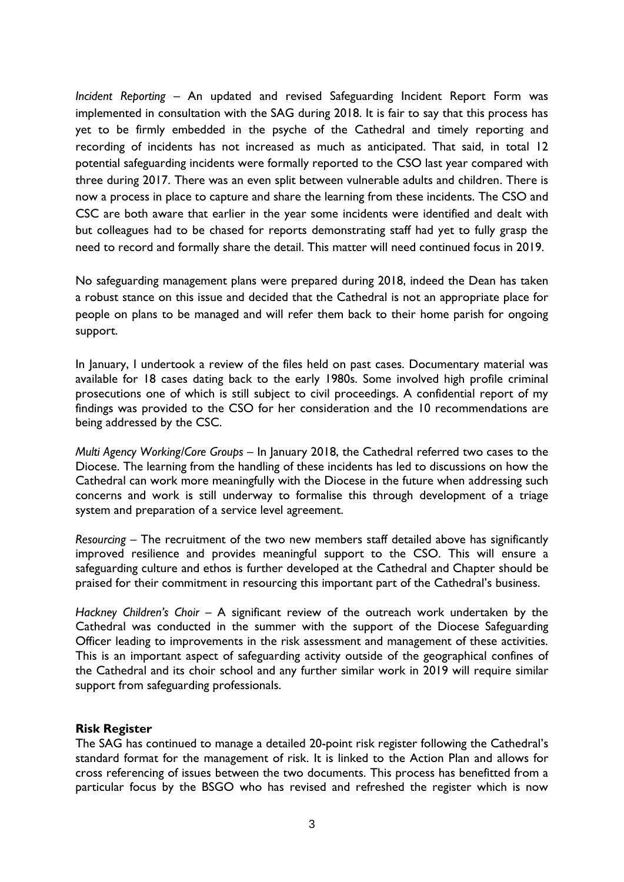*Incident Reporting* – An updated and revised Safeguarding Incident Report Form was implemented in consultation with the SAG during 2018. It is fair to say that this process has yet to be firmly embedded in the psyche of the Cathedral and timely reporting and recording of incidents has not increased as much as anticipated. That said, in total 12 potential safeguarding incidents were formally reported to the CSO last year compared with three during 2017. There was an even split between vulnerable adults and children. There is now a process in place to capture and share the learning from these incidents. The CSO and CSC are both aware that earlier in the year some incidents were identified and dealt with but colleagues had to be chased for reports demonstrating staff had yet to fully grasp the need to record and formally share the detail. This matter will need continued focus in 2019.

No safeguarding management plans were prepared during 2018, indeed the Dean has taken a robust stance on this issue and decided that the Cathedral is not an appropriate place for people on plans to be managed and will refer them back to their home parish for ongoing support.

In January, I undertook a review of the files held on past cases. Documentary material was available for 18 cases dating back to the early 1980s. Some involved high profile criminal prosecutions one of which is still subject to civil proceedings. A confidential report of my findings was provided to the CSO for her consideration and the 10 recommendations are being addressed by the CSC.

*Multi Agency Working/Core Groups* – In January 2018, the Cathedral referred two cases to the Diocese. The learning from the handling of these incidents has led to discussions on how the Cathedral can work more meaningfully with the Diocese in the future when addressing such concerns and work is still underway to formalise this through development of a triage system and preparation of a service level agreement.

*Resourcing* – The recruitment of the two new members staff detailed above has significantly improved resilience and provides meaningful support to the CSO. This will ensure a safeguarding culture and ethos is further developed at the Cathedral and Chapter should be praised for their commitment in resourcing this important part of the Cathedral's business.

*Hackney Children's Choir* – A significant review of the outreach work undertaken by the Cathedral was conducted in the summer with the support of the Diocese Safeguarding Officer leading to improvements in the risk assessment and management of these activities. This is an important aspect of safeguarding activity outside of the geographical confines of the Cathedral and its choir school and any further similar work in 2019 will require similar support from safeguarding professionals.

**Risk Register**

The SAG has continued to manage a detailed 20-point risk register following the Cathedral's standard format for the management of risk. It is linked to the Action Plan and allows for cross referencing of issues between the two documents. This process has benefitted from a particular focus by the BSGO who has revised and refreshed the register which is now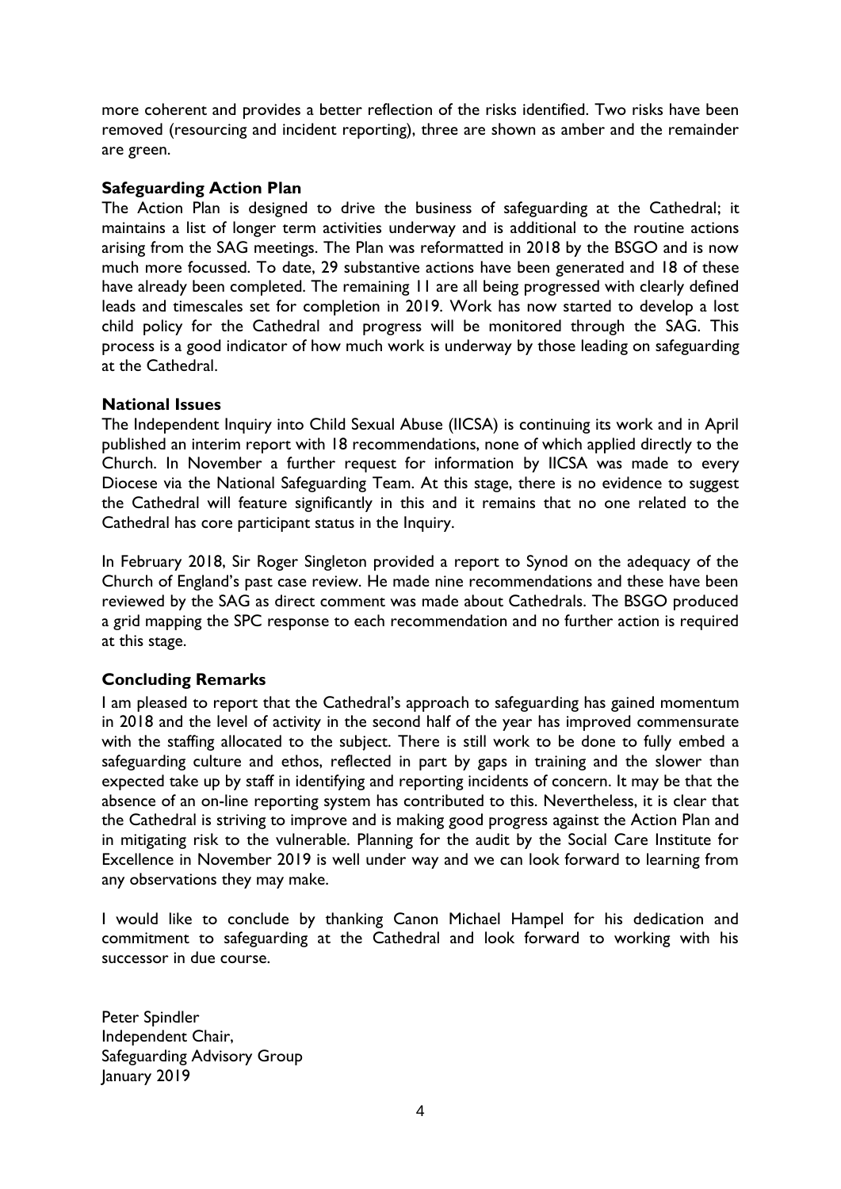more coherent and provides a better reflection of the risks identified. Two risks have been removed (resourcing and incident reporting), three are shown as amber and the remainder are green.

**Safeguarding Action Plan**

The Action Plan is designed to drive the business of safeguarding at the Cathedral; it maintains a list of longer term activities underway and is additional to the routine actions arising from the SAG meetings. The Plan was reformatted in 2018 by the BSGO and is now much more focussed. To date, 29 substantive actions have been generated and 18 of these have already been completed. The remaining 11 are all being progressed with clearly defined leads and timescales set for completion in 2019. Work has now started to develop a lost child policy for the Cathedral and progress will be monitored through the SAG. This process is a good indicator of how much work is underway by those leading on safeguarding at the Cathedral.

**National Issues**

The Independent Inquiry into Child Sexual Abuse (IICSA) is continuing its work and in April published an interim report with 18 recommendations, none of which applied directly to the Church. In November a further request for information by IICSA was made to every Diocese via the National Safeguarding Team. At this stage, there is no evidence to suggest the Cathedral will feature significantly in this and it remains that no one related to the Cathedral has core participant status in the Inquiry.

In February 2018, Sir Roger Singleton provided a report to Synod on the adequacy of the Church of England's past case review. He made nine recommendations and these have been reviewed by the SAG as direct comment was made about Cathedrals. The BSGO produced a grid mapping the SPC response to each recommendation and no further action is required at this stage.

**Concluding Remarks**

I am pleased to report that the Cathedral's approach to safeguarding has gained momentum in 2018 and the level of activity in the second half of the year has improved commensurate with the staffing allocated to the subject. There is still work to be done to fully embed a safeguarding culture and ethos, reflected in part by gaps in training and the slower than expected take up by staff in identifying and reporting incidents of concern. It may be that the absence of an on-line reporting system has contributed to this. Nevertheless, it is clear that the Cathedral is striving to improve and is making good progress against the Action Plan and in mitigating risk to the vulnerable. Planning for the audit by the Social Care Institute for Excellence in November 2019 is well under way and we can look forward to learning from any observations they may make.

I would like to conclude by thanking Canon Michael Hampel for his dedication and commitment to safeguarding at the Cathedral and look forward to working with his successor in due course.

Peter Spindler
Independent Chair,
Safeguarding Advisory Group
January 2019